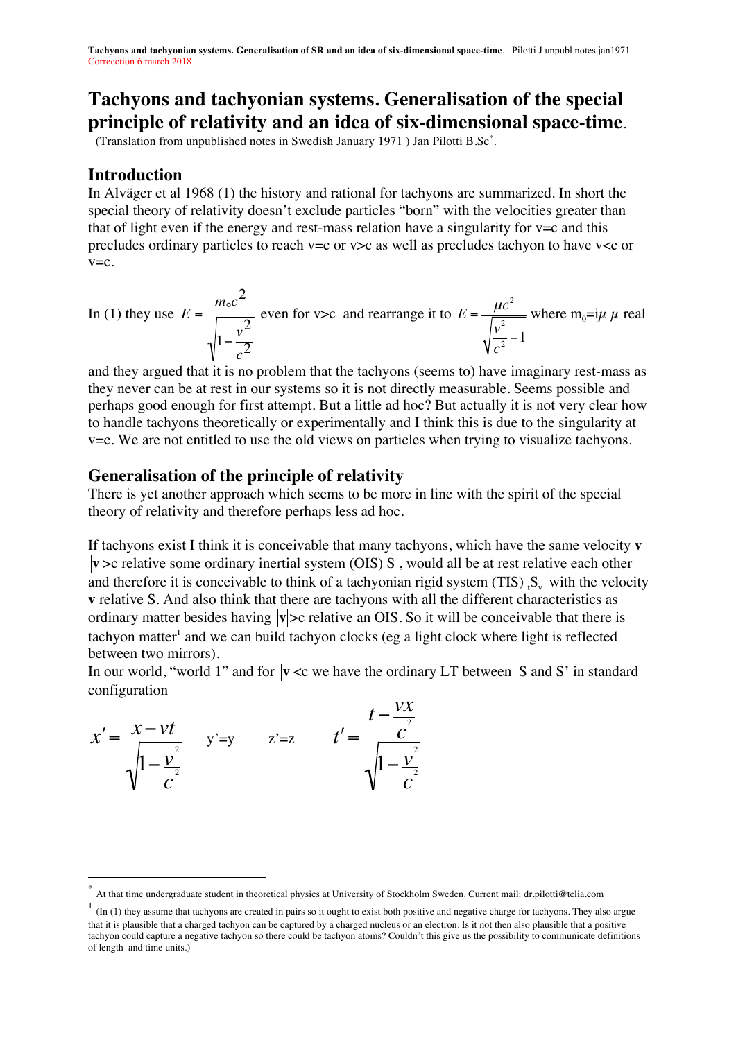# Tachyons and tachyonian systems. Generalisation of the special principle of relativity and an idea of six-dimensional space-time.

(Translation from unpublished notes in Swedish January 1971 ) Jan Pilotti B.Sc[*].

## Introduction

In Alväger et al 1968 (1) the history and rational for tachyons are summarized. In short the special theory of relativity doesn't exclude particles "born" with the velocities greater than that of light even if the energy and rest-mass relation have a singularity for v=c and this precludes ordinary particles to reach v=c or v>c as well as precludes tachyon to have v<c or v=c.

In (1) they use $E = \frac{m_o c^2}{\sqrt{1-\frac{v^2}{c^2}}}$ even for v>c and rearrange it to $E = \frac{\mu c^2}{\sqrt{\frac{v^2}{c^2}-1}}$ where $m_0 = i\mu$ $\mu$ real and they argued that it is no problem that the tachyons (seems to) have imaginary rest-mass as they never can be at rest in our systems so it is not directly measurable. Seems possible and perhaps good enough for first attempt. But a little ad hoc? But actually it is not very clear how to handle tachyons theoretically or experimentally and I think this is due to the singularity at v=c. We are not entitled to use the old views on particles when trying to visualize tachyons.

## Generalisation of the principle of relativity

There is yet another approach which seems to be more in line with the spirit of the special theory of relativity and therefore perhaps less ad hoc.

If tachyons exist I think it is conceivable that many tachyons, which have the same velocity **v** $|\mathbf{v}|$>c relative some ordinary inertial system (OIS) S , would all be at rest relative each other and therefore it is conceivable to think of a tachyonian rigid system (TIS) $_t S_\mathbf{v}$ with the velocity **v** relative S. And also think that there are tachyons with all the different characteristics as ordinary matter besides having $|\mathbf{v}|$>c relative an OIS. So it will be conceivable that there is tachyon matter[1] and we can build tachyon clocks (eg a light clock where light is reflected between two mirrors).

In our world, "world 1" and for $|\mathbf{v}|$<c we have the ordinary LT between S and S' in standard configuration

$$x' = \frac{x - vt}{\sqrt{1-\frac{v^2}{c^2}}} \qquad y'=y \qquad z'=z \qquad t' = \frac{t - \frac{vx}{c^2}}{\sqrt{1-\frac{v^2}{c^2}}}$$

---

[*] At that time undergraduate student in theoretical physics at University of Stockholm Sweden. Current mail: dr.pilotti@telia.com

[1] (In (1) they assume that tachyons are created in pairs so it ought to exist both positive and negative charge for tachyons. They also argue that it is plausible that a charged tachyon can be captured by a charged nucleus or an electron. Is it not then also plausible that a positive tachyon could capture a negative tachyon so there could be tachyon atoms? Couldn't this give us the possibility to communicate definitions of length and time units.)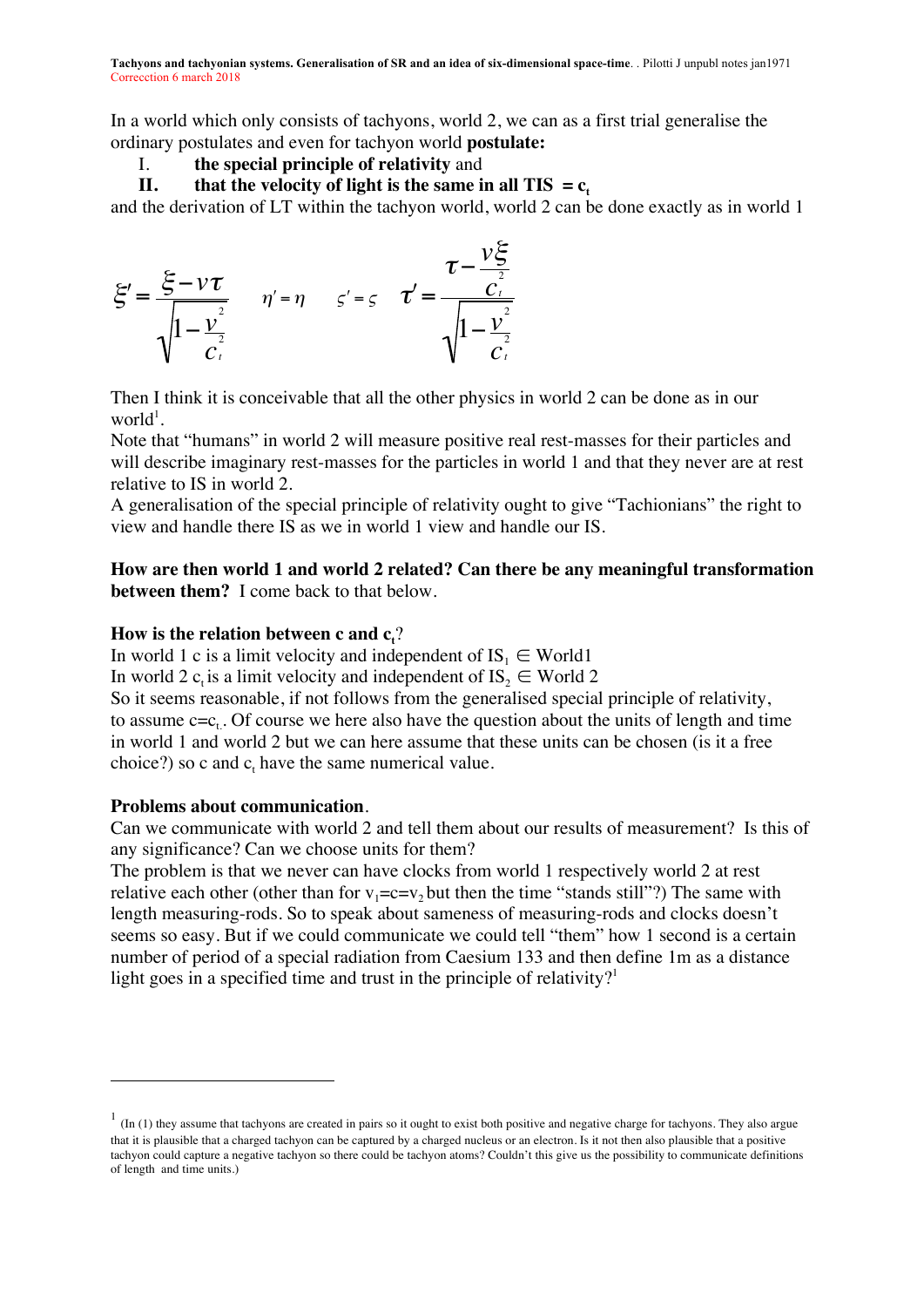In a world which only consists of tachyons, world 2, we can as a first trial generalise the ordinary postulates and even for tachyon world **postulate:**

I. **the special principle of relativity** and

**II. that the velocity of light is the same in all TIS $= c_t$**

and the derivation of LT within the tachyon world, world 2 can be done exactly as in world 1

$$\xi' = \frac{\xi - v\tau}{\sqrt{1 - \frac{v^2}{c_t^2}}} \qquad \eta' = \eta \qquad \varsigma' = \varsigma \qquad \tau' = \frac{\tau - \frac{v\xi}{c_t^2}}{\sqrt{1 - \frac{v^2}{c_t^2}}}$$

Then I think it is conceivable that all the other physics in world 2 can be done as in our world[1].

Note that "humans" in world 2 will measure positive real rest-masses for their particles and will describe imaginary rest-masses for the particles in world 1 and that they never are at rest relative to IS in world 2.

A generalisation of the special principle of relativity ought to give "Tachionians" the right to view and handle there IS as we in world 1 view and handle our IS.

**How are then world 1 and world 2 related? Can there be any meaningful transformation between them?** I come back to that below.

**How is the relation between c and $c_t$?**

In world 1 c is a limit velocity and independent of $IS_1 \in$ World1

In world 2 $c_t$ is a limit velocity and independent of $IS_2 \in$ World 2

So it seems reasonable, if not follows from the generalised special principle of relativity, to assume $c=c_t$. Of course we here also have the question about the units of length and time in world 1 and world 2 but we can here assume that these units can be chosen (is it a free choice?) so c and $c_t$ have the same numerical value.

**Problems about communication**.

Can we communicate with world 2 and tell them about our results of measurement? Is this of any significance? Can we choose units for them?

The problem is that we never can have clocks from world 1 respectively world 2 at rest relative each other (other than for $v_1=c=v_2$ but then the time "stands still"?) The same with length measuring-rods. So to speak about sameness of measuring-rods and clocks doesn't seems so easy. But if we could communicate we could tell "them" how 1 second is a certain number of period of a special radiation from Caesium 133 and then define 1m as a distance light goes in a specified time and trust in the principle of relativity?[1]

---

[1] (In (1) they assume that tachyons are created in pairs so it ought to exist both positive and negative charge for tachyons. They also argue that it is plausible that a charged tachyon can be captured by a charged nucleus or an electron. Is it not then also plausible that a positive tachyon could capture a negative tachyon so there could be tachyon atoms? Couldn't this give us the possibility to communicate definitions of length and time units.)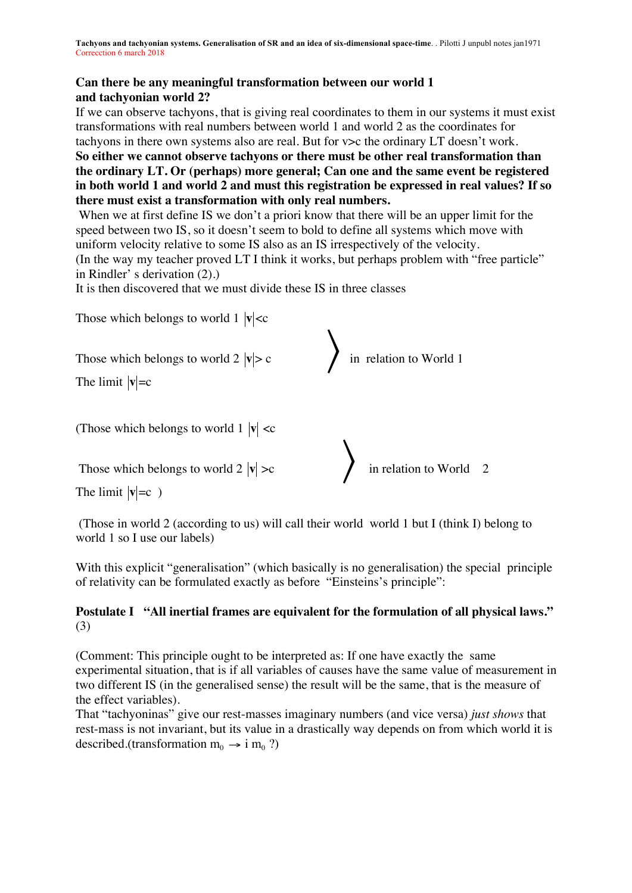## Can there be any meaningful transformation between our world 1 and tachyonian world 2?

If we can observe tachyons, that is giving real coordinates to them in our systems it must exist transformations with real numbers between world 1 and world 2 as the coordinates for tachyons in there own systems also are real. But for v>c the ordinary LT doesn't work.

**So either we cannot observe tachyons or there must be other real transformation than the ordinary LT. Or (perhaps) more general; Can one and the same event be registered in both world 1 and world 2 and must this registration be expressed in real values? If so there must exist a transformation with only real numbers.**

When we at first define IS we don't a priori know that there will be an upper limit for the speed between two IS, so it doesn't seem to bold to define all systems which move with uniform velocity relative to some IS also as an IS irrespectively of the velocity.

(In the way my teacher proved LT I think it works, but perhaps problem with "free particle" in Rindler' s derivation (2).)

It is then discovered that we must divide these IS in three classes

Those which belongs to world 1 $|\mathbf{v}|<c$

Those which belongs to world 2 $|\mathbf{v}|> c$ 〉 in relation to World 1

The limit $|\mathbf{v}|=c$

(Those which belongs to world 1 $|\mathbf{v}| <c$

Those which belongs to world 2 $|\mathbf{v}| >c$ 〉 in relation to World 2

The limit $|\mathbf{v}|=c$ )

(Those in world 2 (according to us) will call their world world 1 but I (think I) belong to world 1 so I use our labels)

With this explicit "generalisation" (which basically is no generalisation) the special principle of relativity can be formulated exactly as before "Einsteins's principle":

**Postulate I "All inertial frames are equivalent for the formulation of all physical laws."** (3)

(Comment: This principle ought to be interpreted as: If one have exactly the same experimental situation, that is if all variables of causes have the same value of measurement in two different IS (in the generalised sense) the result will be the same, that is the measure of the effect variables).

That "tachyoninas" give our rest-masses imaginary numbers (and vice versa) *just shows* that rest-mass is not invariant, but its value in a drastically way depends on from which world it is described.(transformation $m_0 \rightarrow i\, m_0$ ?)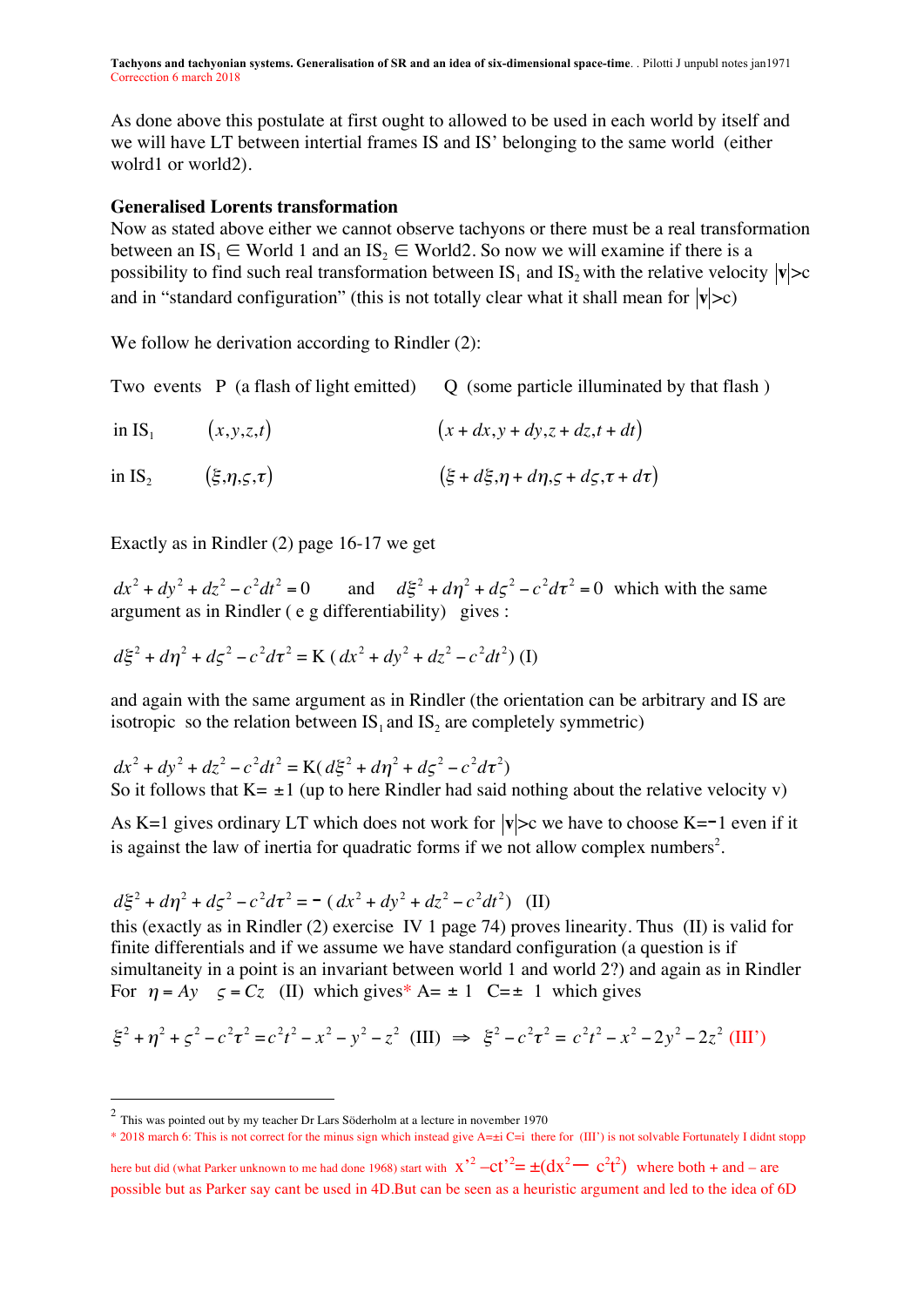As done above this postulate at first ought to allowed to be used in each world by itself and we will have LT between intertial frames IS and IS' belonging to the same world (either wolrd1 or world2).

**Generalised Lorents transformation**

Now as stated above either we cannot observe tachyons or there must be a real transformation between an $IS_1 \in$ World 1 and an $IS_2 \in$ World2. So now we will examine if there is a possibility to find such real transformation between $IS_1$ and $IS_2$ with the relative velocity $|\mathbf{v}|>c$ and in "standard configuration" (this is not totally clear what it shall mean for $|\mathbf{v}|>c$)

We follow he derivation according to Rindler (2):

| | Two events P (a flash of light emitted) | Q (some particle illuminated by that flash ) |
|---|---|---|
| in $IS_1$ | $(x,y,z,t)$ | $(x+dx, y+dy, z+dz, t+dt)$ |
| in $IS_2$ | $(\xi,\eta,\varsigma,\tau)$ | $(\xi+d\xi, \eta+d\eta, \varsigma+d\varsigma, \tau+d\tau)$ |

Exactly as in Rindler (2) page 16-17 we get

$dx^2+dy^2+dz^2-c^2dt^2=0$ and $d\xi^2+d\eta^2+d\varsigma^2-c^2d\tau^2=0$ which with the same argument as in Rindler ( e g differentiability) gives :

$$d\xi^2+d\eta^2+d\varsigma^2-c^2d\tau^2 = K\,(dx^2+dy^2+dz^2-c^2dt^2) \text{ (I)}$$

and again with the same argument as in Rindler (the orientation can be arbitrary and IS are isotropic so the relation between $IS_1$ and $IS_2$ are completely symmetric)

$$dx^2+dy^2+dz^2-c^2dt^2 = K(d\xi^2+d\eta^2+d\varsigma^2-c^2d\tau^2)$$

So it follows that K= ±1 (up to here Rindler had said nothing about the relative velocity v)

As K=1 gives ordinary LT which does not work for $|\mathbf{v}|>c$ we have to choose K=−1 even if it is against the law of inertia for quadratic forms if we not allow complex numbers[2].

$$d\xi^2+d\eta^2+d\varsigma^2-c^2d\tau^2 = -\,(dx^2+dy^2+dz^2-c^2dt^2) \quad \text{(II)}$$

this (exactly as in Rindler (2) exercise IV 1 page 74) proves linearity. Thus (II) is valid for finite differentials and if we assume we have standard configuration (a question is if simultaneity in a point is an invariant between world 1 and world 2?) and again as in Rindler For $\eta = Ay$ $\varsigma = Cz$ (II) which gives* A= ± 1 C= ± 1 which gives

$$\xi^2+\eta^2+\varsigma^2-c^2\tau^2 = c^2t^2-x^2-y^2-z^2 \text{ (III)} \;\Rightarrow\; \xi^2-c^2\tau^2 = c^2t^2-x^2-2y^2-2z^2 \text{ (III')}$$

---

[2] This was pointed out by my teacher Dr Lars Söderholm at a lecture in november 1970

* 2018 march 6: This is not correct for the minus sign which instead give A=±i C=i there for (III') is not solvable Fortunately I didnt stopp here but did (what Parker unknown to me had done 1968) start with $x'^2 - ct'^2 = \pm(dx^2 - c^2t^2)$ where both + and – are possible but as Parker say cant be used in 4D.But can be seen as a heuristic argument and led to the idea of 6D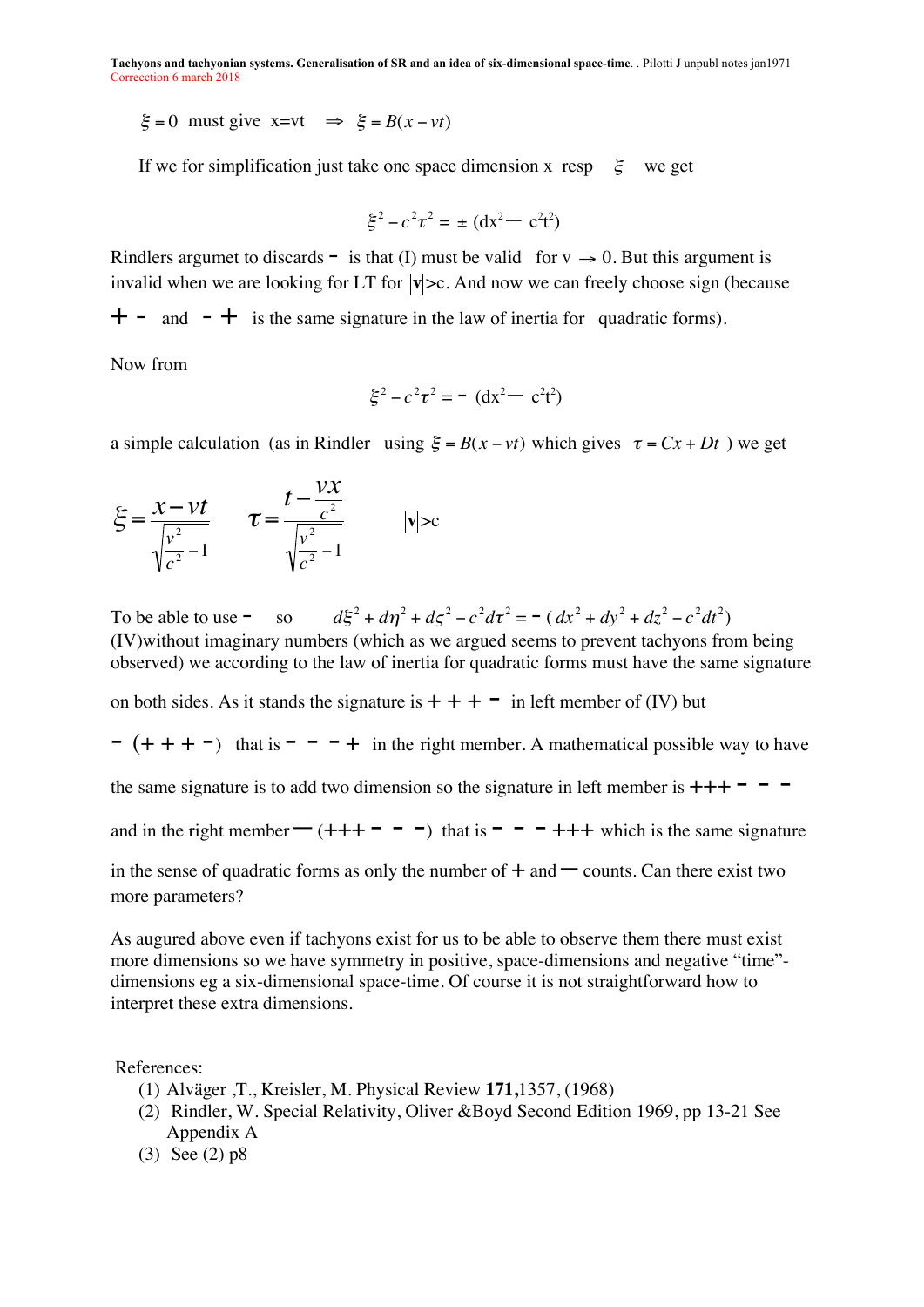$\xi = 0$ must give x=vt $\Rightarrow$ $\xi = B(x - vt)$

If we for simplification just take one space dimension x resp $\xi$ we get

$$\xi^2 - c^2\tau^2 = \pm\,(dx^2 - c^2t^2)$$

Rindlers argumet to discards $-$ is that (I) must be valid for v $\rightarrow 0$. But this argument is invalid when we are looking for LT for $|\mathbf{v}|$>c. And now we can freely choose sign (because $+\,-$ and $-\,+$ is the same signature in the law of inertia for quadratic forms).

Now from

$$\xi^2 - c^2\tau^2 = -\,(dx^2 - c^2t^2)$$

a simple calculation (as in Rindler using $\xi = B(x - vt)$ which gives $\tau = Cx + Dt$ ) we get

$$\xi = \frac{x - vt}{\sqrt{\frac{v^2}{c^2} - 1}} \qquad \tau = \frac{t - \frac{vx}{c^2}}{\sqrt{\frac{v^2}{c^2} - 1}} \qquad |\mathbf{v}|>c$$

To be able to use $-$ so $d\xi^2 + d\eta^2 + d\varsigma^2 - c^2 d\tau^2 = -\,( dx^2 + dy^2 + dz^2 - c^2dt^2)$ (IV)without imaginary numbers (which as we argued seems to prevent tachyons from being observed) we according to the law of inertia for quadratic forms must have the same signature on both sides. As it stands the signature is $+\,+\,+\,-$ in left member of (IV) but $-\,(+\,+\,+\,-)$ that is $-\,-\,-\,+$ in the right member. A mathematical possible way to have the same signature is to add two dimension so the signature in left member is $+++\,-\,-\,-$ and in the right member $-\,(+++\,-\,-\,-)$ that is $-\,-\,-\,+++$ which is the same signature in the sense of quadratic forms as only the number of $+$ and $-$ counts. Can there exist two more parameters?

As augured above even if tachyons exist for us to be able to observe them there must exist more dimensions so we have symmetry in positive, space-dimensions and negative "time"-dimensions eg a six-dimensional space-time. Of course it is not straightforward how to interpret these extra dimensions.

References:

1. Alväger ,T., Kreisler, M. Physical Review **171,**1357, (1968)
2. Rindler, W. Special Relativity, Oliver &Boyd Second Edition 1969, pp 13-21 See Appendix A
3. See (2) p8